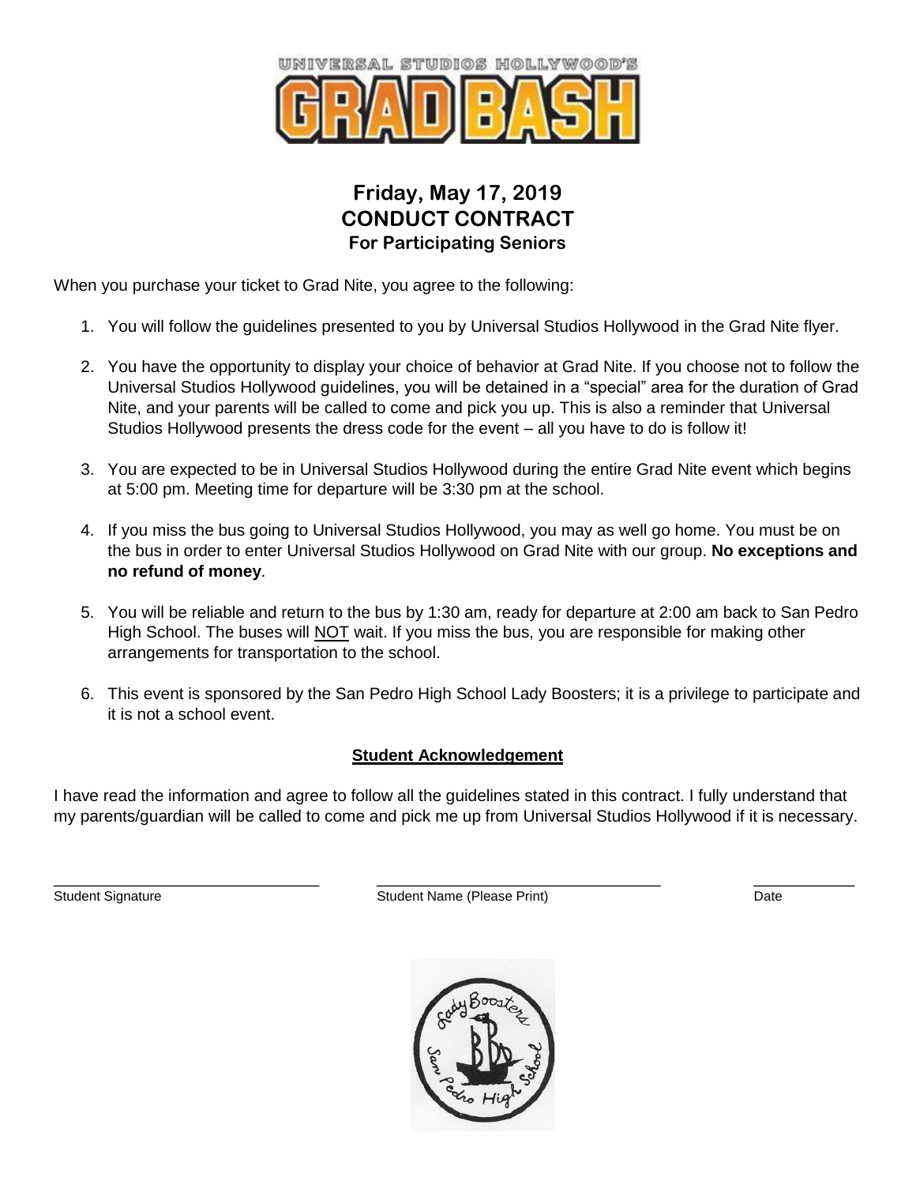UNIVERSAL STUDIOS HOLLYWOOD'S

# GRAD BASH

## Friday, May 17, 2019
## CONDUCT CONTRACT
### For Participating Seniors

When you purchase your ticket to Grad Nite, you agree to the following:

1. You will follow the guidelines presented to you by Universal Studios Hollywood in the Grad Nite flyer.
2. You have the opportunity to display your choice of behavior at Grad Nite. If you choose not to follow the Universal Studios Hollywood guidelines, you will be detained in a "special" area for the duration of Grad Nite, and your parents will be called to come and pick you up. This is also a reminder that Universal Studios Hollywood presents the dress code for the event – all you have to do is follow it!
3. You are expected to be in Universal Studios Hollywood during the entire Grad Nite event which begins at 5:00 pm. Meeting time for departure will be 3:30 pm at the school.
4. If you miss the bus going to Universal Studios Hollywood, you may as well go home. You must be on the bus in order to enter Universal Studios Hollywood on Grad Nite with our group. **No exceptions and no refund of money**.
5. You will be reliable and return to the bus by 1:30 am, ready for departure at 2:00 am back to San Pedro High School. The buses will NOT wait. If you miss the bus, you are responsible for making other arrangements for transportation to the school.
6. This event is sponsored by the San Pedro High School Lady Boosters; it is a privilege to participate and it is not a school event.

**Student Acknowledgement**

I have read the information and agree to follow all the guidelines stated in this contract. I fully understand that my parents/guardian will be called to come and pick me up from Universal Studios Hollywood if it is necessary.

_______________________________ _________________________________ ____________

Student Signature Student Name (Please Print) Date

Lady Boosters San Pedro High School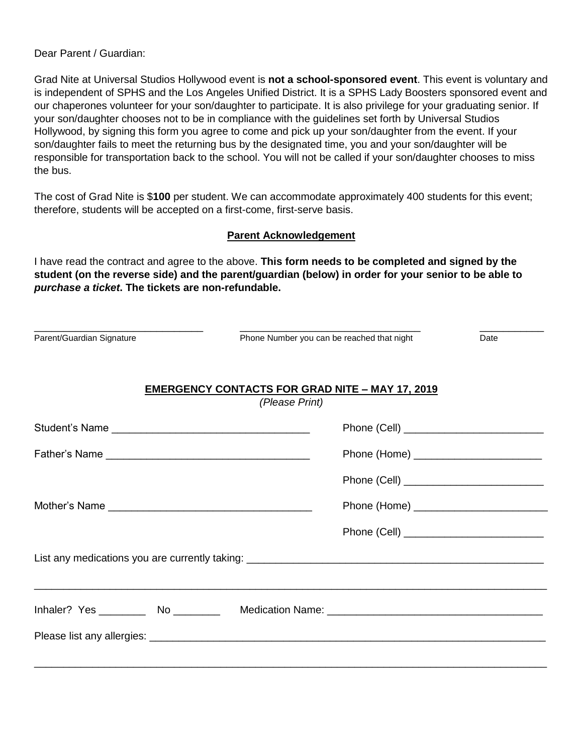Dear Parent / Guardian:

Grad Nite at Universal Studios Hollywood event is **not a school-sponsored event**. This event is voluntary and is independent of SPHS and the Los Angeles Unified District. It is a SPHS Lady Boosters sponsored event and our chaperones volunteer for your son/daughter to participate. It is also privilege for your graduating senior. If your son/daughter chooses not to be in compliance with the guidelines set forth by Universal Studios Hollywood, by signing this form you agree to come and pick up your son/daughter from the event. If your son/daughter fails to meet the returning bus by the designated time, you and your son/daughter will be responsible for transportation back to the school. You will not be called if your son/daughter chooses to miss the bus.

The cost of Grad Nite is $**100** per student. We can accommodate approximately 400 students for this event; therefore, students will be accepted on a first-come, first-serve basis.

## Parent Acknowledgement

I have read the contract and agree to the above. **This form needs to be completed and signed by the student (on the reverse side) and the parent/guardian (below) in order for your senior to be able to *purchase a ticket*. The tickets are non-refundable.**

______________________________ ______________________________ ____________

Parent/Guardian Signature Phone Number you can be reached that night Date

## EMERGENCY CONTACTS FOR GRAD NITE – MAY 17, 2019

*(Please Print)*

Student's Name ______________________________ Phone (Cell) ______________________

Father's Name ______________________________ Phone (Home) ______________________

Phone (Cell) ______________________

Mother's Name ______________________________ Phone (Home) ______________________

Phone (Cell) ______________________

List any medications you are currently taking: ______________________________________________

______________________________________________________________________________

Inhaler? Yes ________ No ________ Medication Name: ______________________________

Please list any allergies: ______________________________________________________________

______________________________________________________________________________